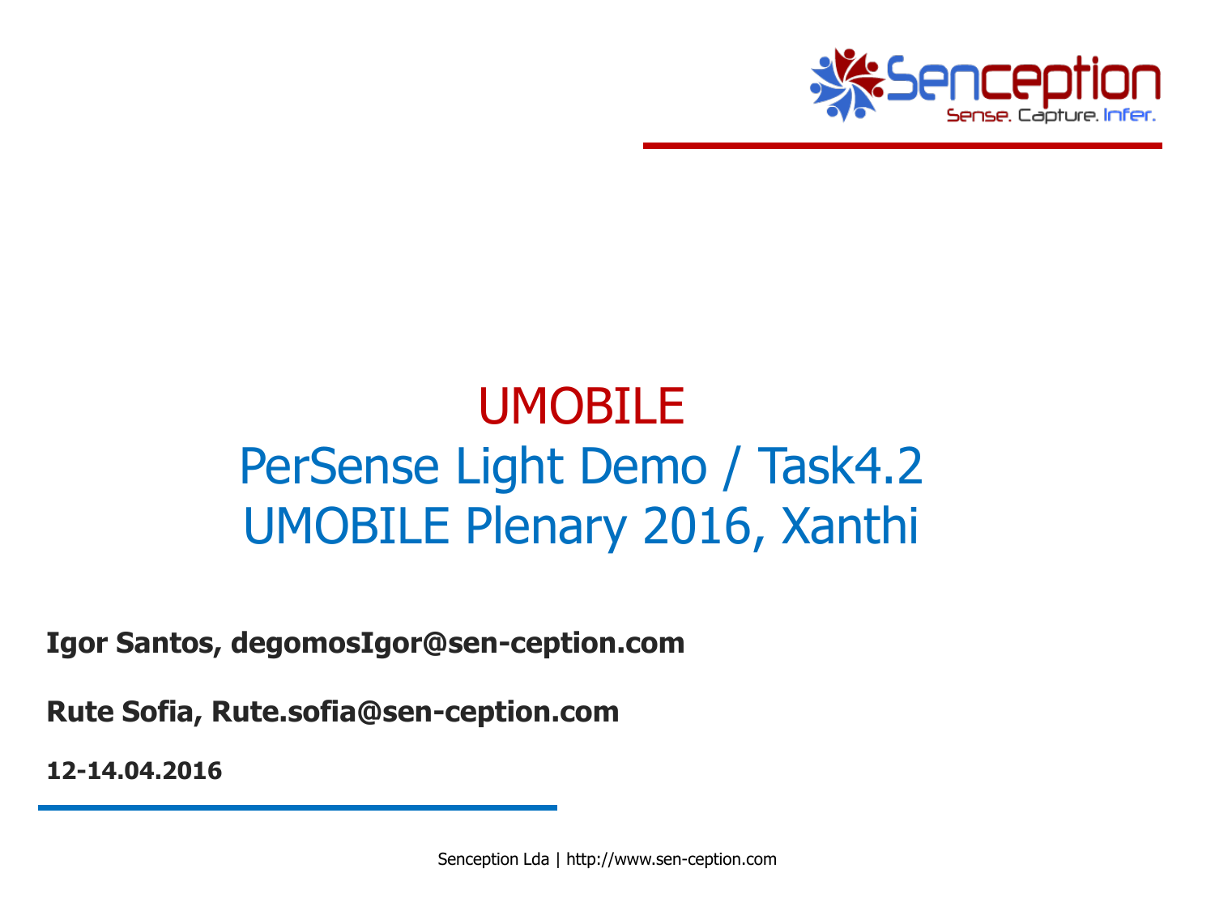# UMOBILE

## PerSense Light Demo / Task4.2

## UMOBILE Plenary 2016, Xanthi

**Igor Santos, degomosIgor@sen-ception.com**

**Rute Sofia, Rute.sofia@sen-ception.com**

**12-14.04.2016**

Senception Lda | http://www.sen-ception.com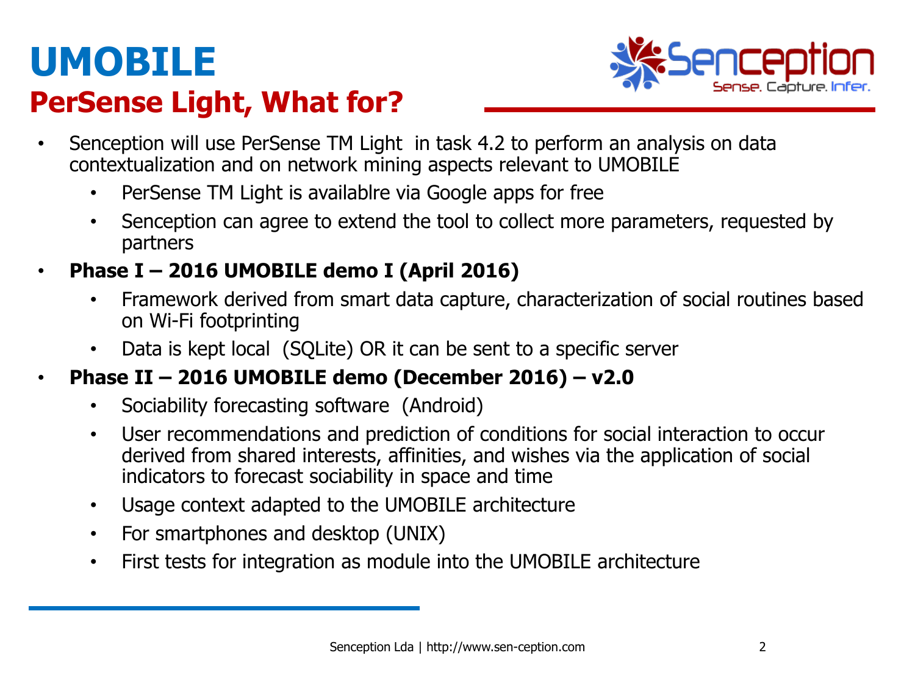# UMOBILE

## PerSense Light, What for?

- Senception will use PerSense TM Light in task 4.2 to perform an analysis on data contextualization and on network mining aspects relevant to UMOBILE
  - PerSense TM Light is availablre via Google apps for free
  - Senception can agree to extend the tool to collect more parameters, requested by partners
- **Phase I – 2016 UMOBILE demo I (April 2016)**
  - Framework derived from smart data capture, characterization of social routines based on Wi-Fi footprinting
  - Data is kept local (SQLite) OR it can be sent to a specific server
- **Phase II – 2016 UMOBILE demo (December 2016) – v2.0**
  - Sociability forecasting software (Android)
  - User recommendations and prediction of conditions for social interaction to occur derived from shared interests, affinities, and wishes via the application of social indicators to forecast sociability in space and time
  - Usage context adapted to the UMOBILE architecture
  - For smartphones and desktop (UNIX)
  - First tests for integration as module into the UMOBILE architecture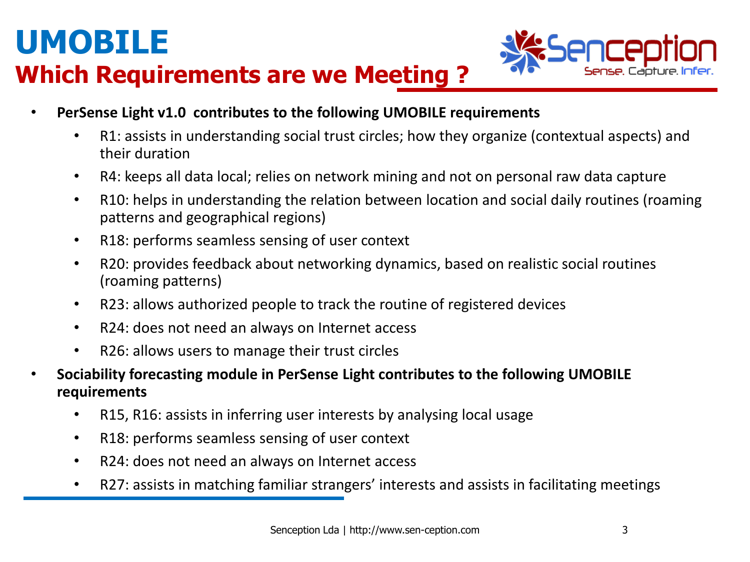# UMOBILE

## Which Requirements are we Meeting ?

- **PerSense Light v1.0 contributes to the following UMOBILE requirements**
  - R1: assists in understanding social trust circles; how they organize (contextual aspects) and their duration
  - R4: keeps all data local; relies on network mining and not on personal raw data capture
  - R10: helps in understanding the relation between location and social daily routines (roaming patterns and geographical regions)
  - R18: performs seamless sensing of user context
  - R20: provides feedback about networking dynamics, based on realistic social routines (roaming patterns)
  - R23: allows authorized people to track the routine of registered devices
  - R24: does not need an always on Internet access
  - R26: allows users to manage their trust circles
- **Sociability forecasting module in PerSense Light contributes to the following UMOBILE requirements**
  - R15, R16: assists in inferring user interests by analysing local usage
  - R18: performs seamless sensing of user context
  - R24: does not need an always on Internet access
  - R27: assists in matching familiar strangers' interests and assists in facilitating meetings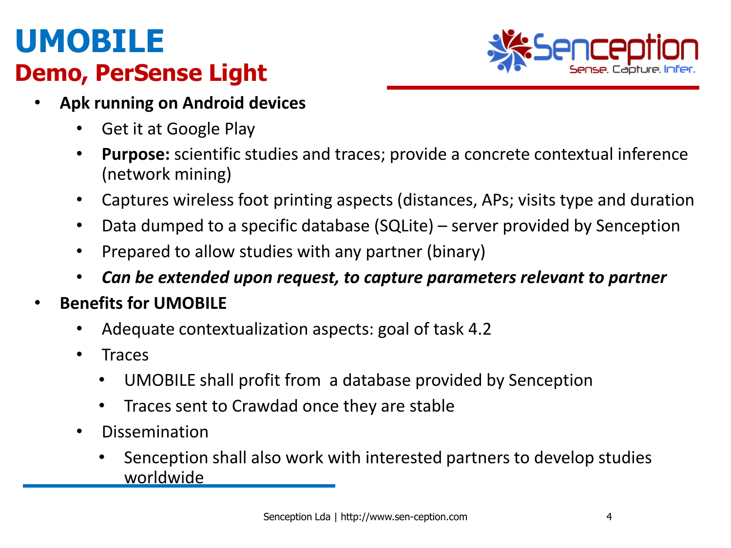# UMOBILE

## Demo, PerSense Light

- **Apk running on Android devices**
  - Get it at Google Play
  - **Purpose:** scientific studies and traces; provide a concrete contextual inference (network mining)
  - Captures wireless foot printing aspects (distances, APs; visits type and duration
  - Data dumped to a specific database (SQLite) – server provided by Senception
  - Prepared to allow studies with any partner (binary)
  - ***Can be extended upon request, to capture parameters relevant to partner***
- **Benefits for UMOBILE**
  - Adequate contextualization aspects: goal of task 4.2
  - Traces
    - UMOBILE shall profit from a database provided by Senception
    - Traces sent to Crawdad once they are stable
  - Dissemination
    - Senception shall also work with interested partners to develop studies worldwide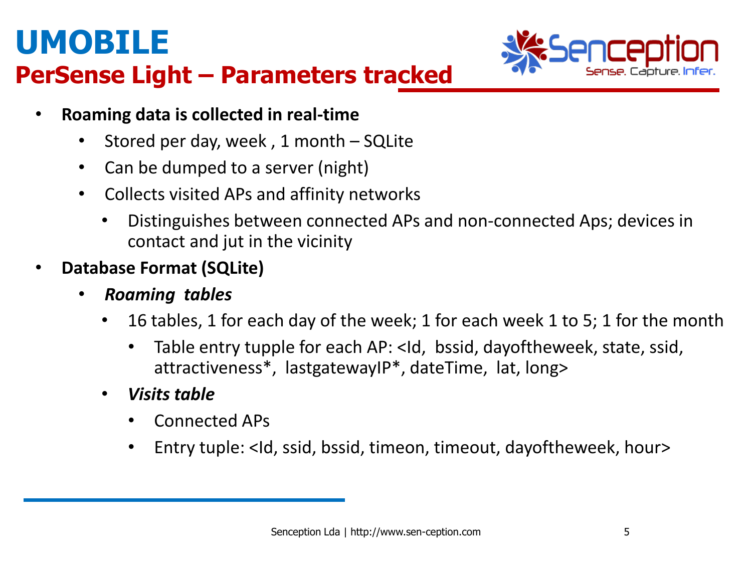# UMOBILE

## PerSense Light – Parameters tracked

- **Roaming data is collected in real-time**
  - Stored per day, week , 1 month – SQLite
  - Can be dumped to a server (night)
  - Collects visited APs and affinity networks
    - Distinguishes between connected APs and non-connected Aps; devices in contact and jut in the vicinity
- **Database Format (SQLite)**
  - ***Roaming tables***
    - 16 tables, 1 for each day of the week; 1 for each week 1 to 5; 1 for the month
      - Table entry tupple for each AP: <Id, bssid, dayoftheweek, state, ssid, attractiveness*, lastgatewayIP*, dateTime, lat, long>
    - ***Visits table***
      - Connected APs
      - Entry tuple: <Id, ssid, bssid, timeon, timeout, dayoftheweek, hour>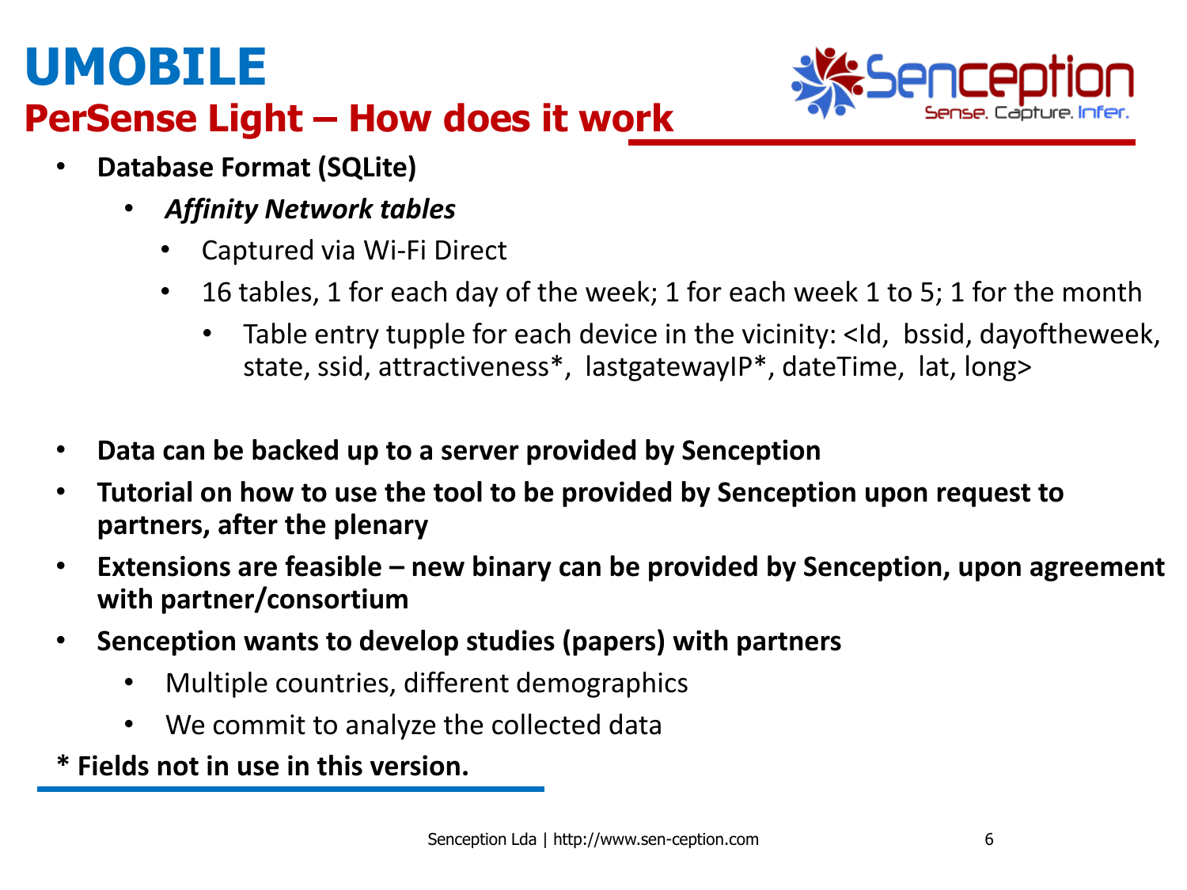# UMOBILE

## PerSense Light – How does it work

- **Database Format (SQLite)**
  - ***Affinity Network tables***
    - Captured via Wi-Fi Direct
    - 16 tables, 1 for each day of the week; 1 for each week 1 to 5; 1 for the month
      - Table entry tupple for each device in the vicinity: <Id, bssid, dayoftheweek, state, ssid, attractiveness*, lastgatewayIP*, dateTime, lat, long>

- **Data can be backed up to a server provided by Senception**
- **Tutorial on how to use the tool to be provided by Senception upon request to partners, after the plenary**
- **Extensions are feasible – new binary can be provided by Senception, upon agreement with partner/consortium**
- **Senception wants to develop studies (papers) with partners**
  - Multiple countries, different demographics
  - We commit to analyze the collected data

**\* Fields not in use in this version.**

Senception Lda | http://www.sen-ception.com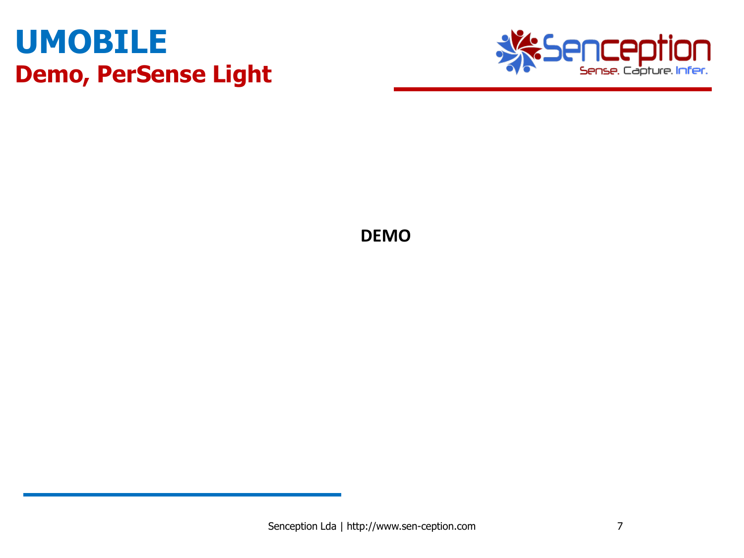# UMOBILE

## Demo, PerSense Light

**DEMO**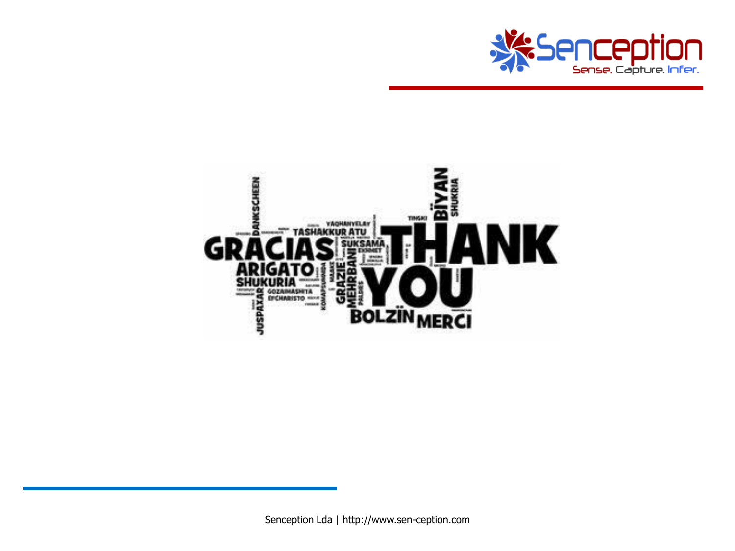Senceptio
Sense. Capture. Infer.

THANK YOU

GRACIAS ARIGATO SHUKURIA GOZAIMASHITA EFCHARISTO JUSPAXAR DANKSCHEEN TASHAKKUR ATU YAQHANYELAY SUKSAMA EKHMET GRAZIE MEHRBANI PALDIES BOLZİN MERCI TINGKI BİYAN SHUKRIA MAAKE KOMAPSUMNIDA

Senception Lda | http://www.sen-ception.com